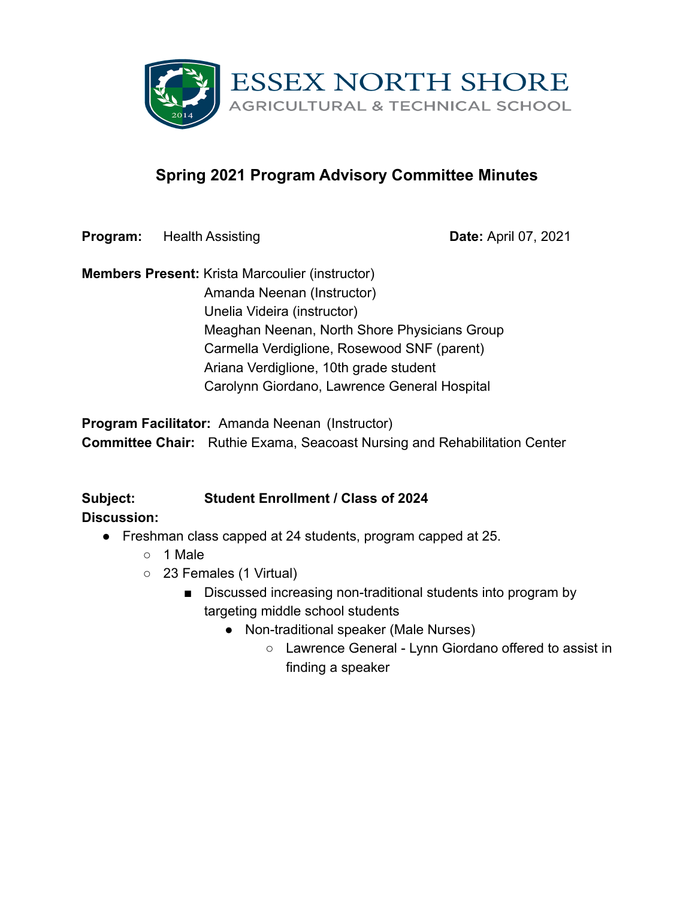ESSEX NORTH SHORE
AGRICULTURAL & TECHNICAL SCHOOL

## Spring 2021 Program Advisory Committee Minutes

**Program:** Health Assisting **Date:** April 07, 2021

**Members Present:** Krista Marcoulier (instructor)
Amanda Neenan (Instructor)
Unelia Videira (instructor)
Meaghan Neenan, North Shore Physicians Group
Carmella Verdiglione, Rosewood SNF (parent)
Ariana Verdiglione, 10th grade student
Carolynn Giordano, Lawrence General Hospital

**Program Facilitator:** Amanda Neenan (Instructor)
**Committee Chair:** Ruthie Exama, Seacoast Nursing and Rehabilitation Center

**Subject:** **Student Enrollment / Class of 2024**
**Discussion:**

- Freshman class capped at 24 students, program capped at 25.
  - 1 Male
  - 23 Females (1 Virtual)
    - Discussed increasing non-traditional students into program by targeting middle school students
      - Non-traditional speaker (Male Nurses)
        - Lawrence General - Lynn Giordano offered to assist in finding a speaker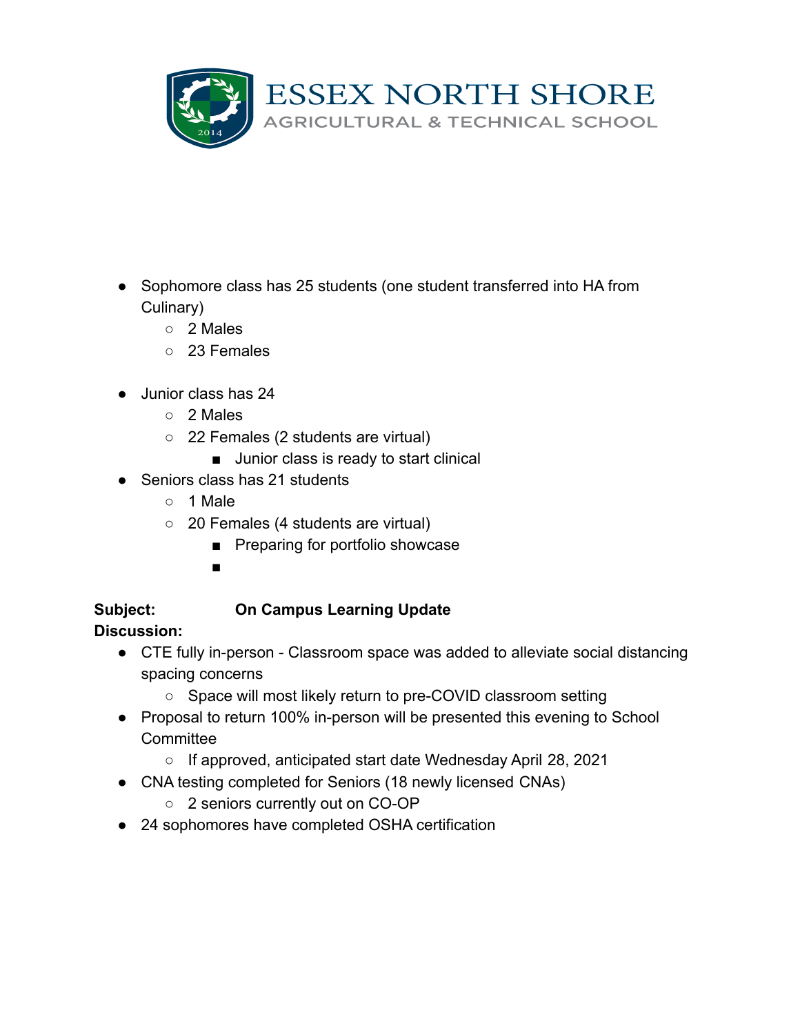- Sophomore class has 25 students (one student transferred into HA from Culinary)
    - 2 Males
    - 23 Females

- Junior class has 24
    - 2 Males
    - 22 Females (2 students are virtual)
        - Junior class is ready to start clinical
- Seniors class has 21 students
    - 1 Male
    - 20 Females (4 students are virtual)
        - Preparing for portfolio showcase

**Subject:** **On Campus Learning Update**

**Discussion:**

- CTE fully in-person - Classroom space was added to alleviate social distancing spacing concerns
    - Space will most likely return to pre-COVID classroom setting
- Proposal to return 100% in-person will be presented this evening to School Committee
    - If approved, anticipated start date Wednesday April 28, 2021
- CNA testing completed for Seniors (18 newly licensed CNAs)
    - 2 seniors currently out on CO-OP
- 24 sophomores have completed OSHA certification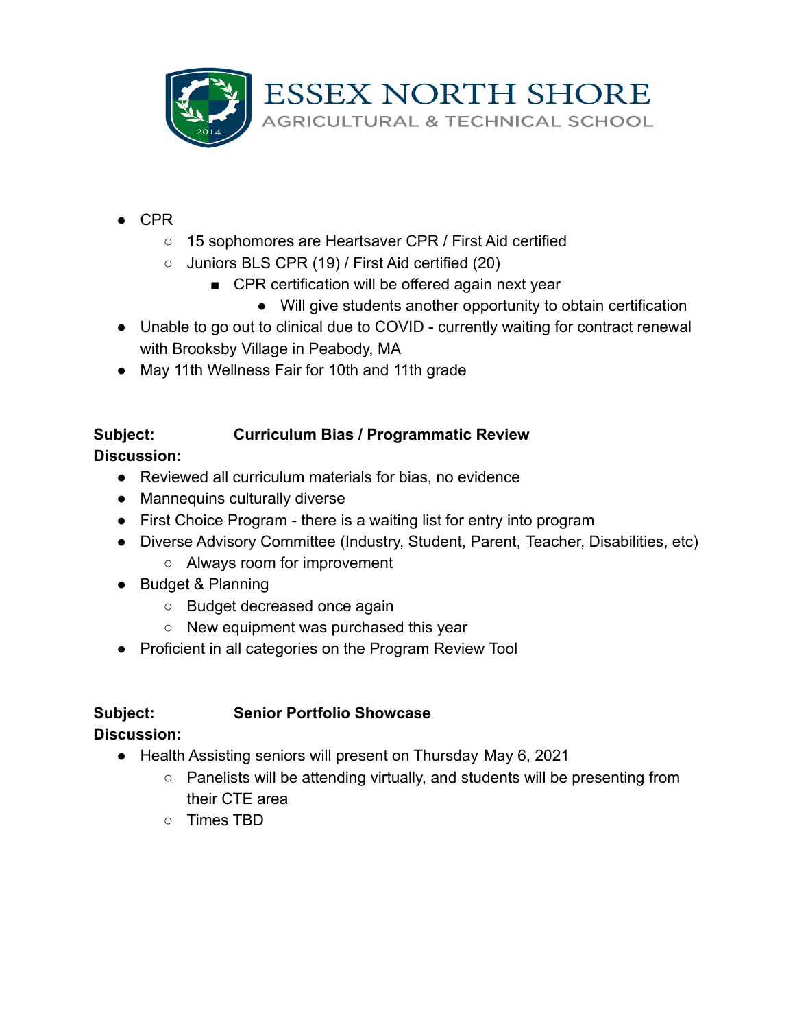- CPR
  - 15 sophomores are Heartsaver CPR / First Aid certified
  - Juniors BLS CPR (19) / First Aid certified (20)
    - CPR certification will be offered again next year
      - Will give students another opportunity to obtain certification
- Unable to go out to clinical due to COVID - currently waiting for contract renewal with Brooksby Village in Peabody, MA
- May 11th Wellness Fair for 10th and 11th grade

**Subject:** **Curriculum Bias / Programmatic Review**

**Discussion:**

- Reviewed all curriculum materials for bias, no evidence
- Mannequins culturally diverse
- First Choice Program - there is a waiting list for entry into program
- Diverse Advisory Committee (Industry, Student, Parent, Teacher, Disabilities, etc)
  - Always room for improvement
- Budget & Planning
  - Budget decreased once again
  - New equipment was purchased this year
- Proficient in all categories on the Program Review Tool

**Subject:** **Senior Portfolio Showcase**

**Discussion:**

- Health Assisting seniors will present on Thursday May 6, 2021
  - Panelists will be attending virtually, and students will be presenting from their CTE area
  - Times TBD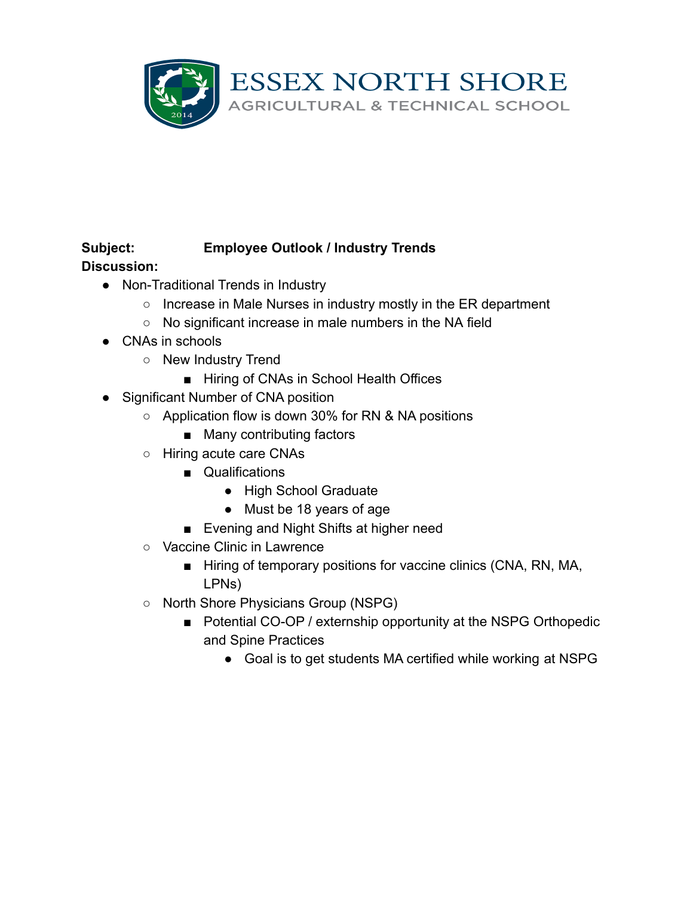ESSEX NORTH SHORE
AGRICULTURAL & TECHNICAL SCHOOL

**Subject:** **Employee Outlook / Industry Trends**

**Discussion:**

- Non-Traditional Trends in Industry
  - Increase in Male Nurses in industry mostly in the ER department
  - No significant increase in male numbers in the NA field
- CNAs in schools
  - New Industry Trend
    - Hiring of CNAs in School Health Offices
- Significant Number of CNA position
  - Application flow is down 30% for RN & NA positions
    - Many contributing factors
  - Hiring acute care CNAs
    - Qualifications
      - High School Graduate
      - Must be 18 years of age
    - Evening and Night Shifts at higher need
  - Vaccine Clinic in Lawrence
    - Hiring of temporary positions for vaccine clinics (CNA, RN, MA, LPNs)
  - North Shore Physicians Group (NSPG)
    - Potential CO-OP / externship opportunity at the NSPG Orthopedic and Spine Practices
      - Goal is to get students MA certified while working at NSPG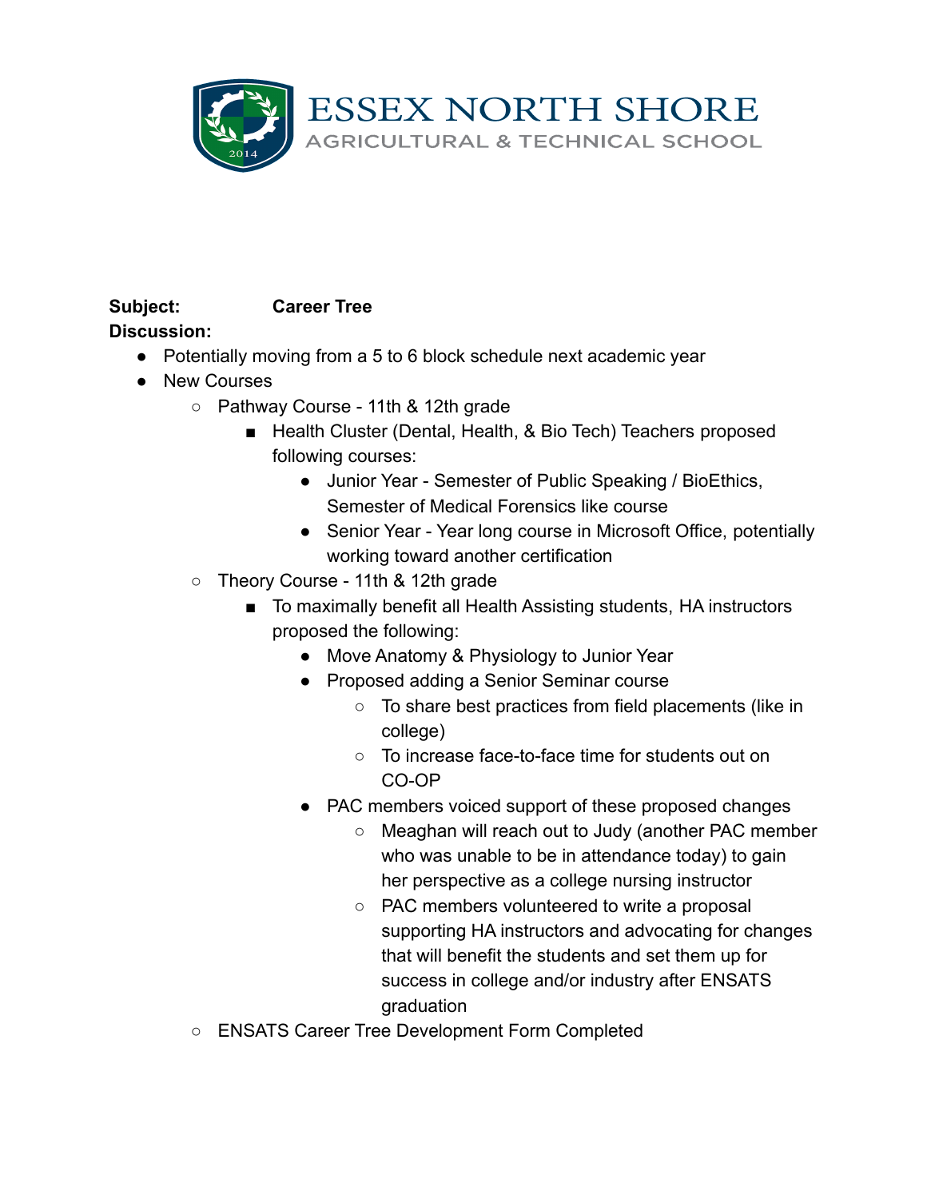**Subject:** **Career Tree**

**Discussion:**

- Potentially moving from a 5 to 6 block schedule next academic year
- New Courses
  - Pathway Course - 11th & 12th grade
    - Health Cluster (Dental, Health, & Bio Tech) Teachers proposed following courses:
      - Junior Year - Semester of Public Speaking / BioEthics, Semester of Medical Forensics like course
      - Senior Year - Year long course in Microsoft Office, potentially working toward another certification
  - Theory Course - 11th & 12th grade
    - To maximally benefit all Health Assisting students, HA instructors proposed the following:
      - Move Anatomy & Physiology to Junior Year
      - Proposed adding a Senior Seminar course
        - To share best practices from field placements (like in college)
        - To increase face-to-face time for students out on CO-OP
      - PAC members voiced support of these proposed changes
        - Meaghan will reach out to Judy (another PAC member who was unable to be in attendance today) to gain her perspective as a college nursing instructor
        - PAC members volunteered to write a proposal supporting HA instructors and advocating for changes that will benefit the students and set them up for success in college and/or industry after ENSATS graduation
  - ENSATS Career Tree Development Form Completed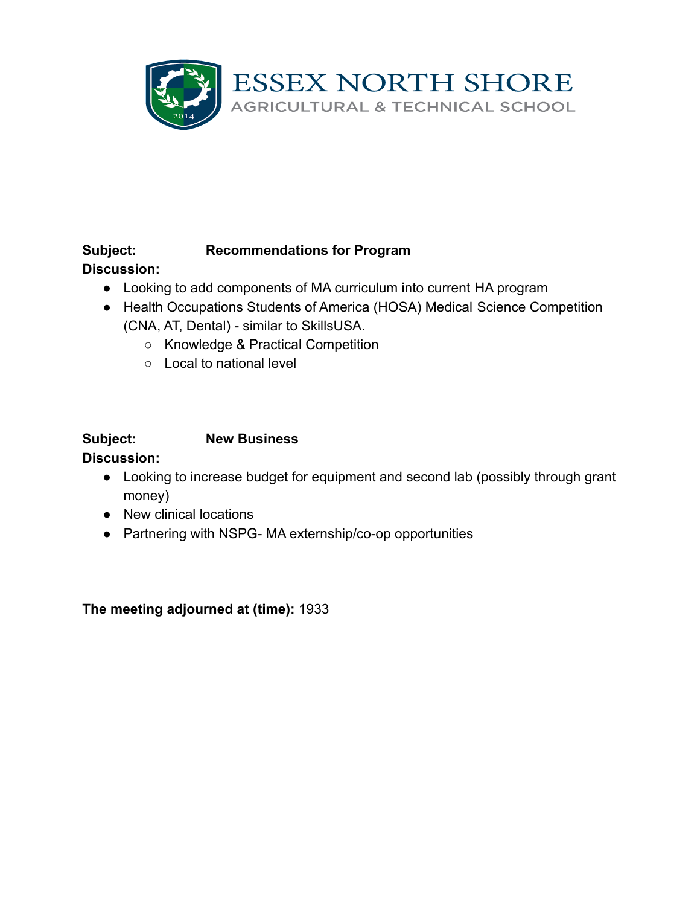ESSEX NORTH SHORE
AGRICULTURAL & TECHNICAL SCHOOL

**Subject:** **Recommendations for Program**

**Discussion:**

- Looking to add components of MA curriculum into current HA program
- Health Occupations Students of America (HOSA) Medical Science Competition (CNA, AT, Dental) - similar to SkillsUSA.
  - Knowledge & Practical Competition
  - Local to national level

**Subject:** **New Business**

**Discussion:**

- Looking to increase budget for equipment and second lab (possibly through grant money)
- New clinical locations
- Partnering with NSPG- MA externship/co-op opportunities

**The meeting adjourned at (time):** 1933